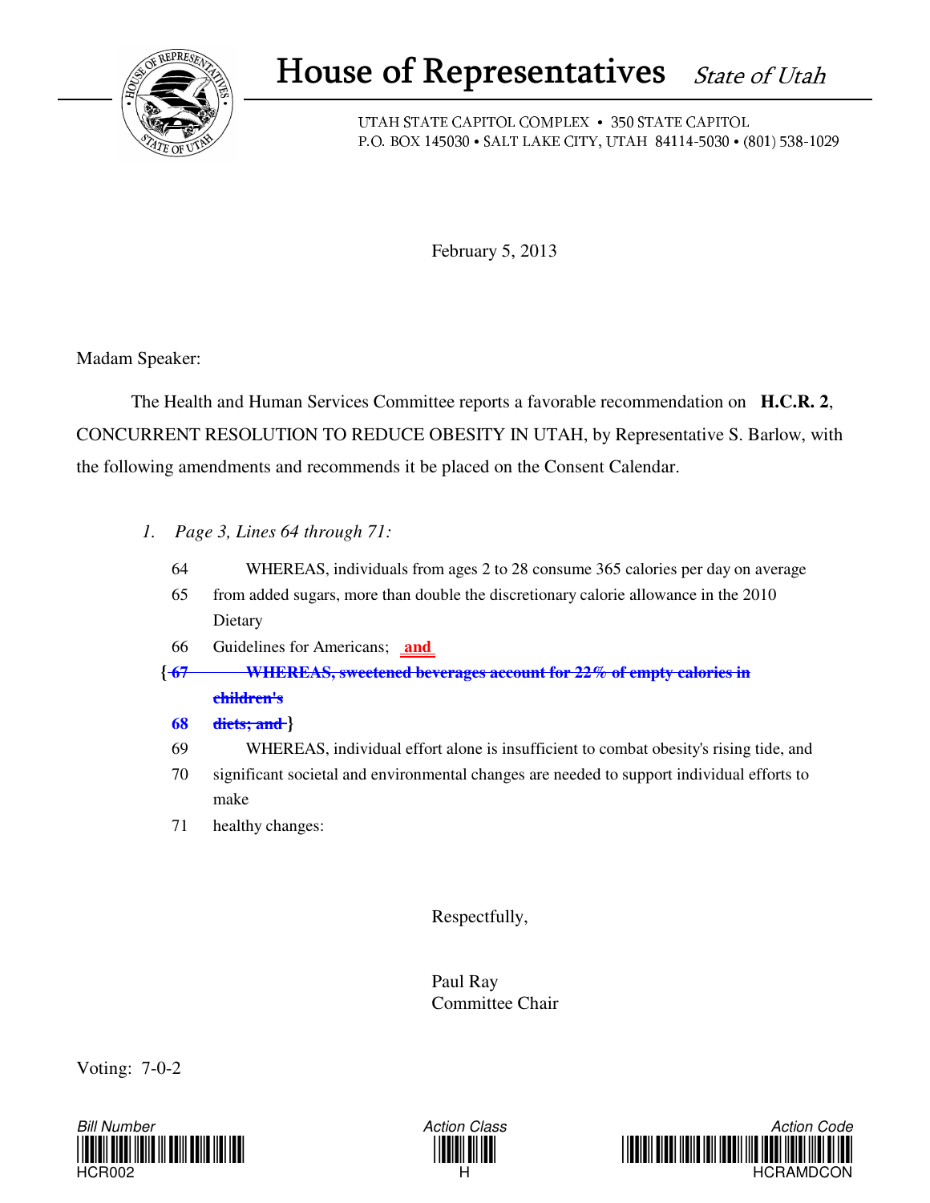# House of Representatives *State of Utah*

UTAH STATE CAPITOL COMPLEX • 350 STATE CAPITOL
P.O. BOX 145030 • SALT LAKE CITY, UTAH 84114-5030 • (801) 538-1029

February 5, 2013

Madam Speaker:

The Health and Human Services Committee reports a favorable recommendation on **H.C.R. 2**, CONCURRENT RESOLUTION TO REDUCE OBESITY IN UTAH, by Representative S. Barlow, with the following amendments and recommends it be placed on the Consent Calendar.

1. *Page 3, Lines 64 through 71:*

64 WHEREAS, individuals from ages 2 to 28 consume 365 calories per day on average

65 from added sugars, more than double the discretionary calorie allowance in the 2010 Dietary

66 Guidelines for Americans; **and**

{ ~~67 WHEREAS, sweetened beverages account for 22% of empty calories in children's~~

**68** ~~diets; and~~ }

69 WHEREAS, individual effort alone is insufficient to combat obesity's rising tide, and

70 significant societal and environmental changes are needed to support individual efforts to make

71 healthy changes:

Respectfully,

Paul Ray
Committee Chair

Voting: 7-0-2

Bill Number
HCR002

Action Class
H

Action Code
HCRAMDCON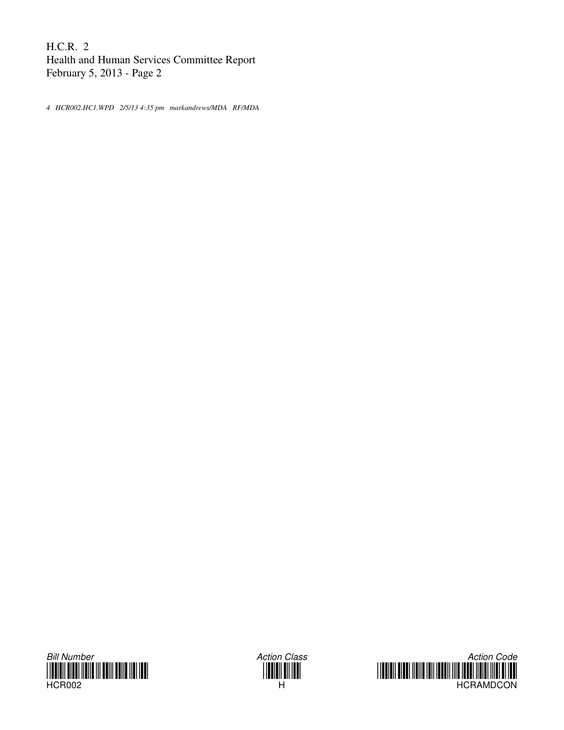H.C.R. 2
Health and Human Services Committee Report
February 5, 2013 - Page 2

*4 HCR002.HC1.WPD 2/5/13 4:35 pm markandrews/MDA RF/MDA*

*Bill Number*
HCR002

*Action Class*
H

*Action Code*
HCRAMDCON